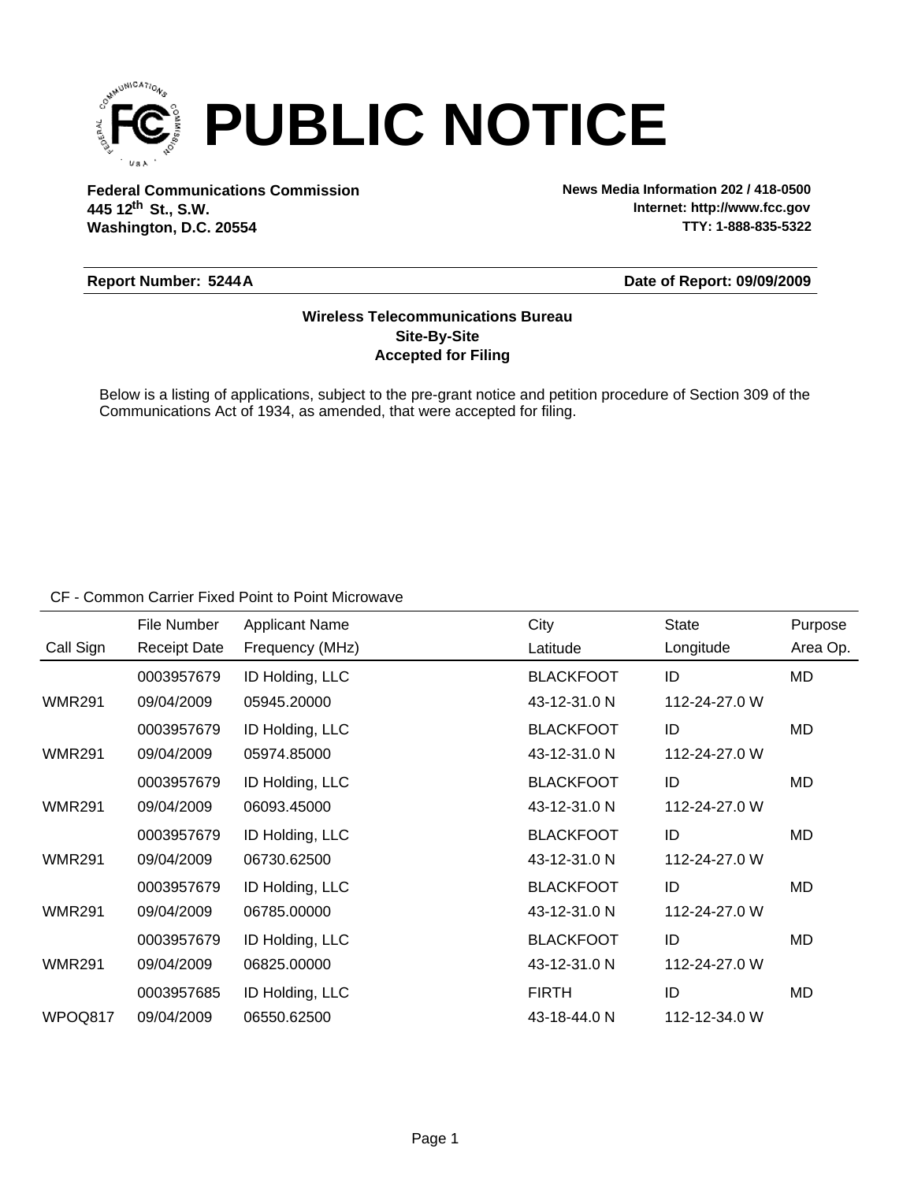# PUBLIC NOTICE

**Federal Communications Commission**
**445 12th St., S.W.**
**Washington, D.C. 20554**

**News Media Information 202 / 418-0500**
**Internet: http://www.fcc.gov**
**TTY: 1-888-835-5322**

**Report Number: 5244A** | **Date of Report: 09/09/2009**

**Wireless Telecommunications Bureau**
**Site-By-Site**
**Accepted for Filing**

Below is a listing of applications, subject to the pre-grant notice and petition procedure of Section 309 of the Communications Act of 1934, as amended, that were accepted for filing.

CF - Common Carrier Fixed Point to Point Microwave

| Call Sign | File Number / Receipt Date | Applicant Name / Frequency (MHz) | City / Latitude | State / Longitude | Purpose / Area Op. |
|---|---|---|---|---|---|
| | 0003957679 | ID Holding, LLC | BLACKFOOT | ID | MD |
| WMR291 | 09/04/2009 | 05945.20000 | 43-12-31.0 N | 112-24-27.0 W | |
| | 0003957679 | ID Holding, LLC | BLACKFOOT | ID | MD |
| WMR291 | 09/04/2009 | 05974.85000 | 43-12-31.0 N | 112-24-27.0 W | |
| | 0003957679 | ID Holding, LLC | BLACKFOOT | ID | MD |
| WMR291 | 09/04/2009 | 06093.45000 | 43-12-31.0 N | 112-24-27.0 W | |
| | 0003957679 | ID Holding, LLC | BLACKFOOT | ID | MD |
| WMR291 | 09/04/2009 | 06730.62500 | 43-12-31.0 N | 112-24-27.0 W | |
| | 0003957679 | ID Holding, LLC | BLACKFOOT | ID | MD |
| WMR291 | 09/04/2009 | 06785.00000 | 43-12-31.0 N | 112-24-27.0 W | |
| | 0003957679 | ID Holding, LLC | BLACKFOOT | ID | MD |
| WMR291 | 09/04/2009 | 06825.00000 | 43-12-31.0 N | 112-24-27.0 W | |
| | 0003957685 | ID Holding, LLC | FIRTH | ID | MD |
| WPOQ817 | 09/04/2009 | 06550.62500 | 43-18-44.0 N | 112-12-34.0 W | |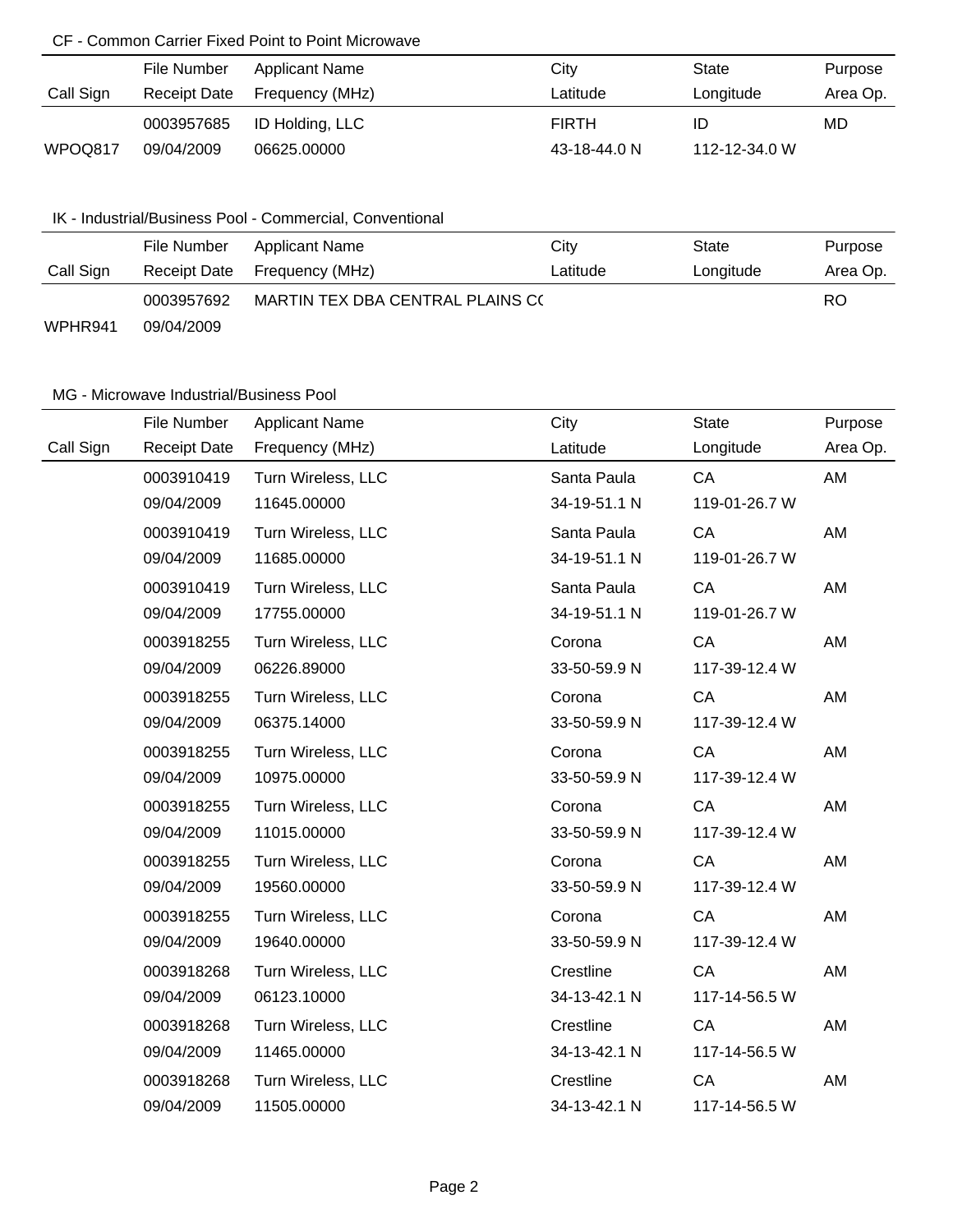CF - Common Carrier Fixed Point to Point Microwave

| Call Sign | File Number<br>Receipt Date | Applicant Name<br>Frequency (MHz) | City<br>Latitude | State<br>Longitude | Purpose<br>Area Op. |
|---|---|---|---|---|---|
| WPOQ817 | 0003957685<br>09/04/2009 | ID Holding, LLC<br>06625.00000 | FIRTH<br>43-18-44.0 N | ID<br>112-12-34.0 W | MD |

IK - Industrial/Business Pool - Commercial, Conventional

| Call Sign | File Number<br>Receipt Date | Applicant Name<br>Frequency (MHz) | City<br>Latitude | State<br>Longitude | Purpose<br>Area Op. |
|---|---|---|---|---|---|
| WPHR941 | 0003957692<br>09/04/2009 | MARTIN TEX DBA CENTRAL PLAINS C( | | | RO |

MG - Microwave Industrial/Business Pool

| Call Sign | File Number<br>Receipt Date | Applicant Name<br>Frequency (MHz) | City<br>Latitude | State<br>Longitude | Purpose<br>Area Op. |
|---|---|---|---|---|---|
| | 0003910419<br>09/04/2009 | Turn Wireless, LLC<br>11645.00000 | Santa Paula<br>34-19-51.1 N | CA<br>119-01-26.7 W | AM |
| | 0003910419<br>09/04/2009 | Turn Wireless, LLC<br>11685.00000 | Santa Paula<br>34-19-51.1 N | CA<br>119-01-26.7 W | AM |
| | 0003910419<br>09/04/2009 | Turn Wireless, LLC<br>17755.00000 | Santa Paula<br>34-19-51.1 N | CA<br>119-01-26.7 W | AM |
| | 0003918255<br>09/04/2009 | Turn Wireless, LLC<br>06226.89000 | Corona<br>33-50-59.9 N | CA<br>117-39-12.4 W | AM |
| | 0003918255<br>09/04/2009 | Turn Wireless, LLC<br>06375.14000 | Corona<br>33-50-59.9 N | CA<br>117-39-12.4 W | AM |
| | 0003918255<br>09/04/2009 | Turn Wireless, LLC<br>10975.00000 | Corona<br>33-50-59.9 N | CA<br>117-39-12.4 W | AM |
| | 0003918255<br>09/04/2009 | Turn Wireless, LLC<br>11015.00000 | Corona<br>33-50-59.9 N | CA<br>117-39-12.4 W | AM |
| | 0003918255<br>09/04/2009 | Turn Wireless, LLC<br>19560.00000 | Corona<br>33-50-59.9 N | CA<br>117-39-12.4 W | AM |
| | 0003918255<br>09/04/2009 | Turn Wireless, LLC<br>19640.00000 | Corona<br>33-50-59.9 N | CA<br>117-39-12.4 W | AM |
| | 0003918268<br>09/04/2009 | Turn Wireless, LLC<br>06123.10000 | Crestline<br>34-13-42.1 N | CA<br>117-14-56.5 W | AM |
| | 0003918268<br>09/04/2009 | Turn Wireless, LLC<br>11465.00000 | Crestline<br>34-13-42.1 N | CA<br>117-14-56.5 W | AM |
| | 0003918268<br>09/04/2009 | Turn Wireless, LLC<br>11505.00000 | Crestline<br>34-13-42.1 N | CA<br>117-14-56.5 W | AM |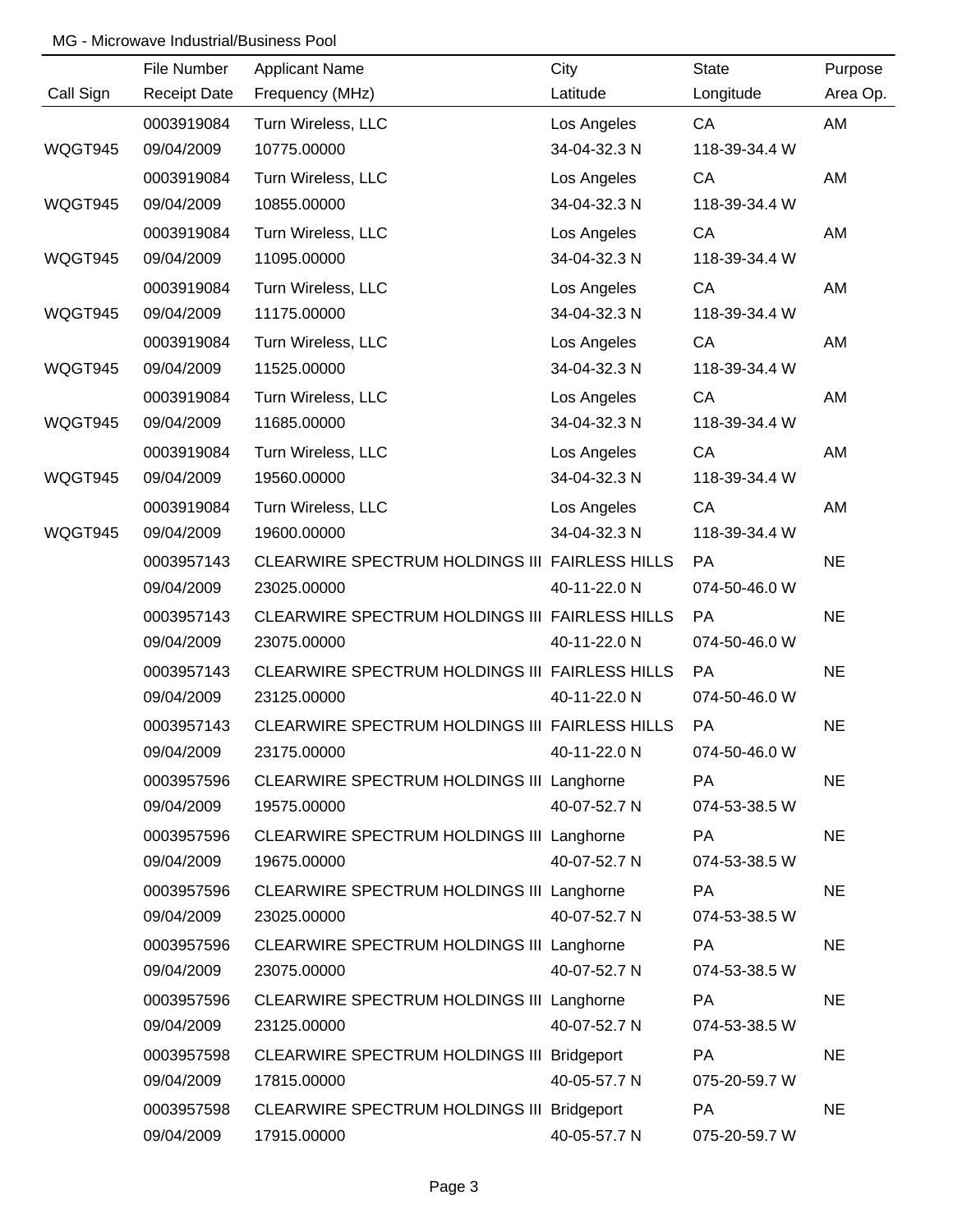MG - Microwave Industrial/Business Pool

| Call Sign | File Number / Receipt Date | Applicant Name / Frequency (MHz) | City / Latitude | State / Longitude | Purpose / Area Op. |
|---|---|---|---|---|---|
| | 0003919084 | Turn Wireless, LLC | Los Angeles | CA | AM |
| WQGT945 | 09/04/2009 | 10775.00000 | 34-04-32.3 N | 118-39-34.4 W | |
| | 0003919084 | Turn Wireless, LLC | Los Angeles | CA | AM |
| WQGT945 | 09/04/2009 | 10855.00000 | 34-04-32.3 N | 118-39-34.4 W | |
| | 0003919084 | Turn Wireless, LLC | Los Angeles | CA | AM |
| WQGT945 | 09/04/2009 | 11095.00000 | 34-04-32.3 N | 118-39-34.4 W | |
| | 0003919084 | Turn Wireless, LLC | Los Angeles | CA | AM |
| WQGT945 | 09/04/2009 | 11175.00000 | 34-04-32.3 N | 118-39-34.4 W | |
| | 0003919084 | Turn Wireless, LLC | Los Angeles | CA | AM |
| WQGT945 | 09/04/2009 | 11525.00000 | 34-04-32.3 N | 118-39-34.4 W | |
| | 0003919084 | Turn Wireless, LLC | Los Angeles | CA | AM |
| WQGT945 | 09/04/2009 | 11685.00000 | 34-04-32.3 N | 118-39-34.4 W | |
| | 0003919084 | Turn Wireless, LLC | Los Angeles | CA | AM |
| WQGT945 | 09/04/2009 | 19560.00000 | 34-04-32.3 N | 118-39-34.4 W | |
| | 0003919084 | Turn Wireless, LLC | Los Angeles | CA | AM |
| WQGT945 | 09/04/2009 | 19600.00000 | 34-04-32.3 N | 118-39-34.4 W | |
| | 0003957143 | CLEARWIRE SPECTRUM HOLDINGS III | FAIRLESS HILLS | PA | NE |
| | 09/04/2009 | 23025.00000 | 40-11-22.0 N | 074-50-46.0 W | |
| | 0003957143 | CLEARWIRE SPECTRUM HOLDINGS III | FAIRLESS HILLS | PA | NE |
| | 09/04/2009 | 23075.00000 | 40-11-22.0 N | 074-50-46.0 W | |
| | 0003957143 | CLEARWIRE SPECTRUM HOLDINGS III | FAIRLESS HILLS | PA | NE |
| | 09/04/2009 | 23125.00000 | 40-11-22.0 N | 074-50-46.0 W | |
| | 0003957143 | CLEARWIRE SPECTRUM HOLDINGS III | FAIRLESS HILLS | PA | NE |
| | 09/04/2009 | 23175.00000 | 40-11-22.0 N | 074-50-46.0 W | |
| | 0003957596 | CLEARWIRE SPECTRUM HOLDINGS III | Langhorne | PA | NE |
| | 09/04/2009 | 19575.00000 | 40-07-52.7 N | 074-53-38.5 W | |
| | 0003957596 | CLEARWIRE SPECTRUM HOLDINGS III | Langhorne | PA | NE |
| | 09/04/2009 | 19675.00000 | 40-07-52.7 N | 074-53-38.5 W | |
| | 0003957596 | CLEARWIRE SPECTRUM HOLDINGS III | Langhorne | PA | NE |
| | 09/04/2009 | 23025.00000 | 40-07-52.7 N | 074-53-38.5 W | |
| | 0003957596 | CLEARWIRE SPECTRUM HOLDINGS III | Langhorne | PA | NE |
| | 09/04/2009 | 23075.00000 | 40-07-52.7 N | 074-53-38.5 W | |
| | 0003957596 | CLEARWIRE SPECTRUM HOLDINGS III | Langhorne | PA | NE |
| | 09/04/2009 | 23125.00000 | 40-07-52.7 N | 074-53-38.5 W | |
| | 0003957598 | CLEARWIRE SPECTRUM HOLDINGS III | Bridgeport | PA | NE |
| | 09/04/2009 | 17815.00000 | 40-05-57.7 N | 075-20-59.7 W | |
| | 0003957598 | CLEARWIRE SPECTRUM HOLDINGS III | Bridgeport | PA | NE |
| | 09/04/2009 | 17915.00000 | 40-05-57.7 N | 075-20-59.7 W | |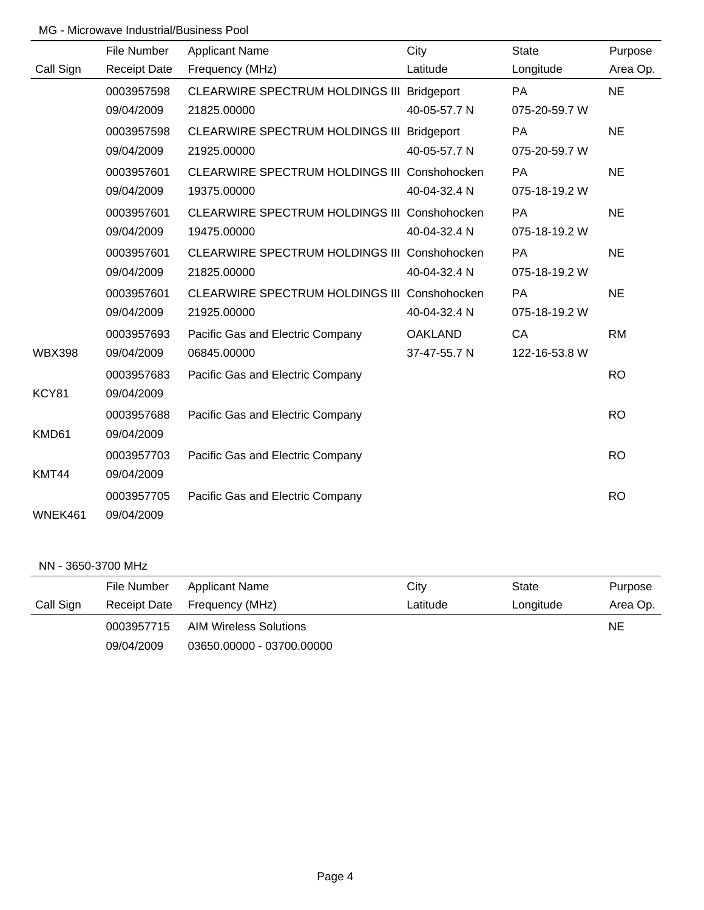MG - Microwave Industrial/Business Pool

| Call Sign | File Number<br>Receipt Date | Applicant Name<br>Frequency (MHz) | City<br>Latitude | State<br>Longitude | Purpose<br>Area Op. |
|---|---|---|---|---|---|
| | 0003957598<br>09/04/2009 | CLEARWIRE SPECTRUM HOLDINGS III<br>21825.00000 | Bridgeport<br>40-05-57.7 N | PA<br>075-20-59.7 W | NE |
| | 0003957598<br>09/04/2009 | CLEARWIRE SPECTRUM HOLDINGS III<br>21925.00000 | Bridgeport<br>40-05-57.7 N | PA<br>075-20-59.7 W | NE |
| | 0003957601<br>09/04/2009 | CLEARWIRE SPECTRUM HOLDINGS III<br>19375.00000 | Conshohocken<br>40-04-32.4 N | PA<br>075-18-19.2 W | NE |
| | 0003957601<br>09/04/2009 | CLEARWIRE SPECTRUM HOLDINGS III<br>19475.00000 | Conshohocken<br>40-04-32.4 N | PA<br>075-18-19.2 W | NE |
| | 0003957601<br>09/04/2009 | CLEARWIRE SPECTRUM HOLDINGS III<br>21825.00000 | Conshohocken<br>40-04-32.4 N | PA<br>075-18-19.2 W | NE |
| | 0003957601<br>09/04/2009 | CLEARWIRE SPECTRUM HOLDINGS III<br>21925.00000 | Conshohocken<br>40-04-32.4 N | PA<br>075-18-19.2 W | NE |
| WBX398 | 0003957693<br>09/04/2009 | Pacific Gas and Electric Company<br>06845.00000 | OAKLAND<br>37-47-55.7 N | CA<br>122-16-53.8 W | RM |
| KCY81 | 0003957683<br>09/04/2009 | Pacific Gas and Electric Company | | | RO |
| KMD61 | 0003957688<br>09/04/2009 | Pacific Gas and Electric Company | | | RO |
| KMT44 | 0003957703<br>09/04/2009 | Pacific Gas and Electric Company | | | RO |
| WNEK461 | 0003957705<br>09/04/2009 | Pacific Gas and Electric Company | | | RO |

NN - 3650-3700 MHz

| Call Sign | File Number<br>Receipt Date | Applicant Name<br>Frequency (MHz) | City<br>Latitude | State<br>Longitude | Purpose<br>Area Op. |
|---|---|---|---|---|---|
| | 0003957715<br>09/04/2009 | AIM Wireless Solutions<br>03650.00000 - 03700.00000 | | | NE |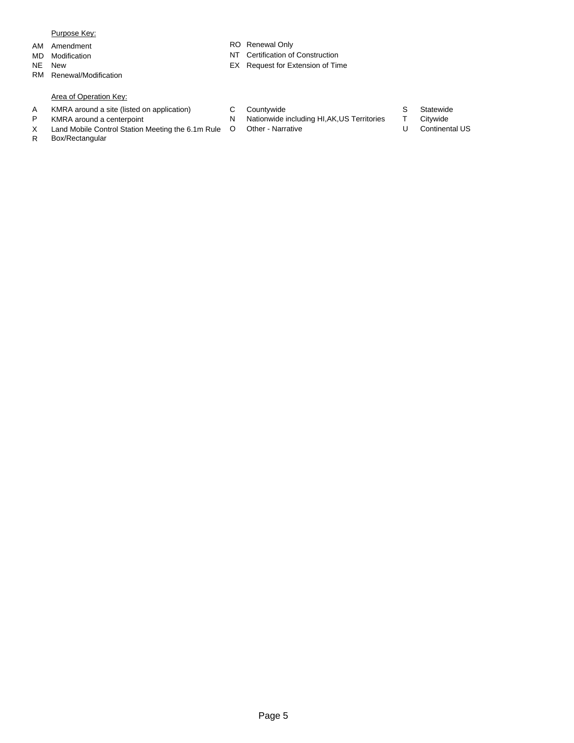Purpose Key:

AM Amendment
MD Modification
NE New
RM Renewal/Modification
RO Renewal Only
NT Certification of Construction
EX Request for Extension of Time

Area of Operation Key:

A KMRA around a site (listed on application)
P KMRA around a centerpoint
X Land Mobile Control Station Meeting the 6.1m Rule
R Box/Rectangular
C Countywide
N Nationwide including HI,AK,US Territories
O Other - Narrative
S Statewide
T Citywide
U Continental US